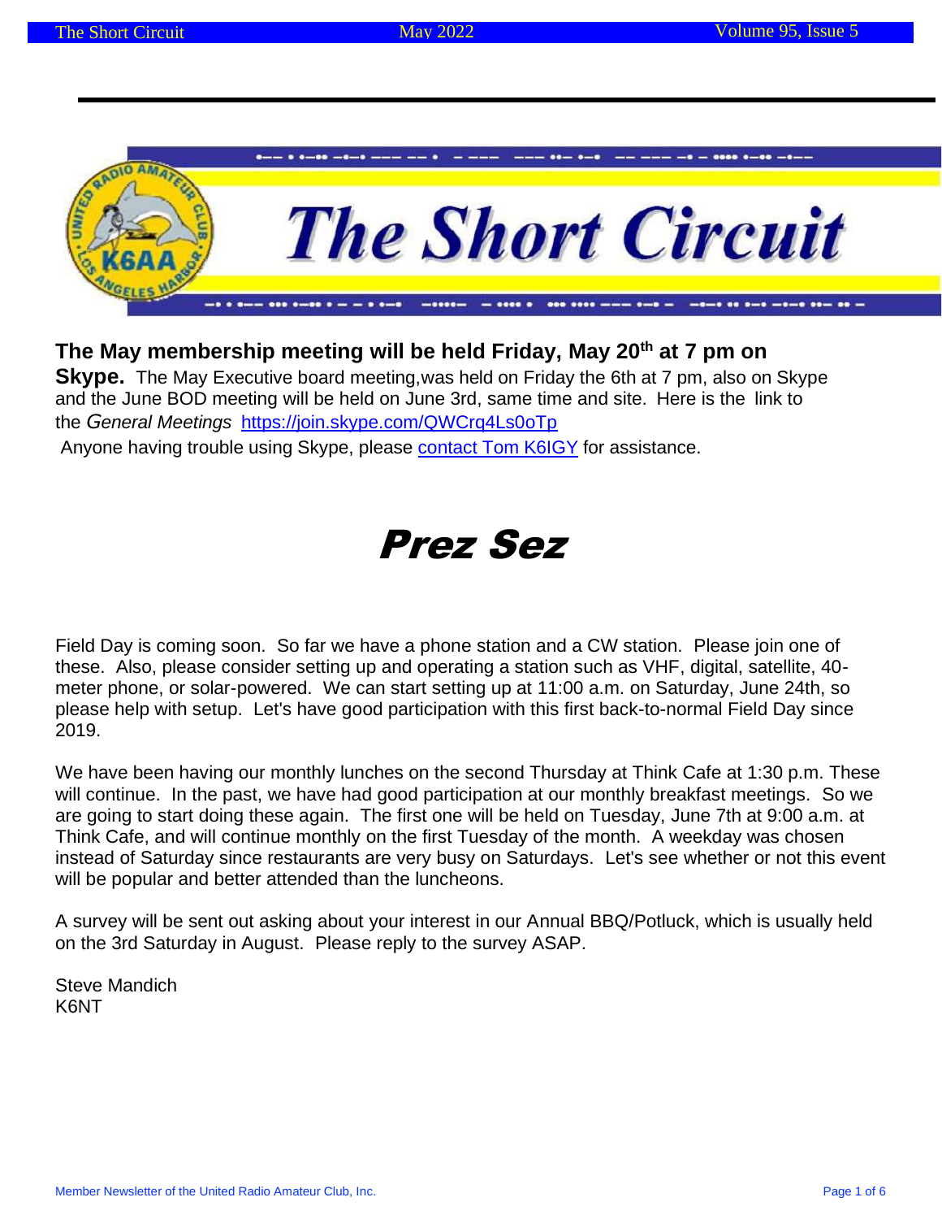# The Short Circuit

**The May membership meeting will be held Friday, May 20th at 7 pm on Skype.** The May Executive board meeting,was held on Friday the 6th at 7 pm, also on Skype and the June BOD meeting will be held on June 3rd, same time and site. Here is the link to the *General Meetings* [https://join.skype.com/QWCrq4Ls0oTp](https://join.skype.com/QWCrq4Ls0oTp)

Anyone having trouble using Skype, please contact Tom K6IGY for assistance.

# Prez Sez

Field Day is coming soon. So far we have a phone station and a CW station. Please join one of these. Also, please consider setting up and operating a station such as VHF, digital, satellite, 40-meter phone, or solar-powered. We can start setting up at 11:00 a.m. on Saturday, June 24th, so please help with setup. Let's have good participation with this first back-to-normal Field Day since 2019.

We have been having our monthly lunches on the second Thursday at Think Cafe at 1:30 p.m. These will continue. In the past, we have had good participation at our monthly breakfast meetings. So we are going to start doing these again. The first one will be held on Tuesday, June 7th at 9:00 a.m. at Think Cafe, and will continue monthly on the first Tuesday of the month. A weekday was chosen instead of Saturday since restaurants are very busy on Saturdays. Let's see whether or not this event will be popular and better attended than the luncheons.

A survey will be sent out asking about your interest in our Annual BBQ/Potluck, which is usually held on the 3rd Saturday in August. Please reply to the survey ASAP.

Steve Mandich
K6NT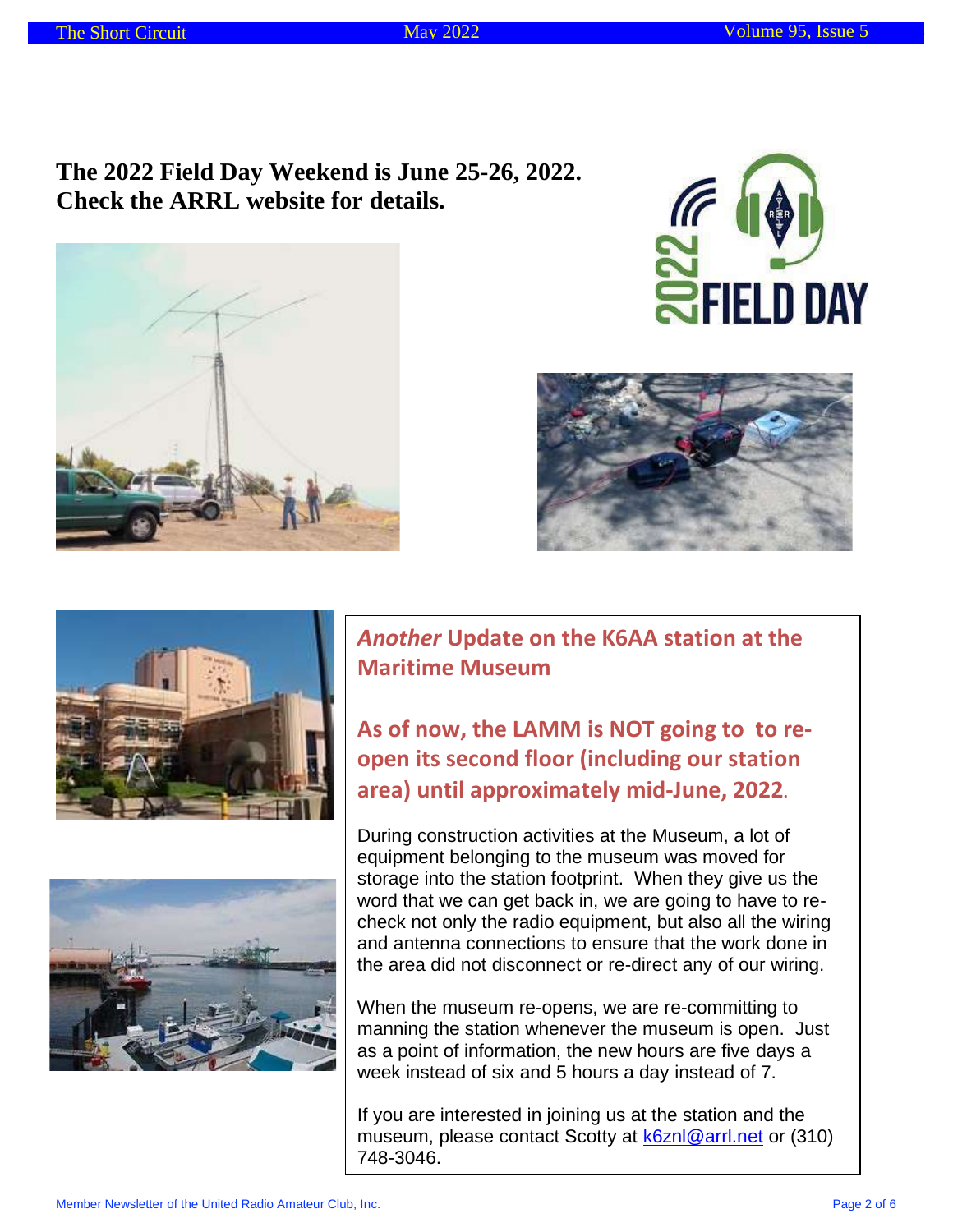**The 2022 Field Day Weekend is June 25-26, 2022.**
**Check the ARRL website for details.**

## *Another* Update on the K6AA station at the Maritime Museum

### As of now, the LAMM is NOT going to  to re-open its second floor (including our station area) until approximately mid-June, 2022.

During construction activities at the Museum, a lot of equipment belonging to the museum was moved for storage into the station footprint.  When they give us the word that we can get back in, we are going to have to re-check not only the radio equipment, but also all the wiring and antenna connections to ensure that the work done in the area did not disconnect or re-direct any of our wiring.

When the museum re-opens, we are re-committing to manning the station whenever the museum is open.  Just as a point of information, the new hours are five days a week instead of six and 5 hours a day instead of 7.

If you are interested in joining us at the station and the museum, please contact Scotty at k6znl@arrl.net or (310) 748-3046.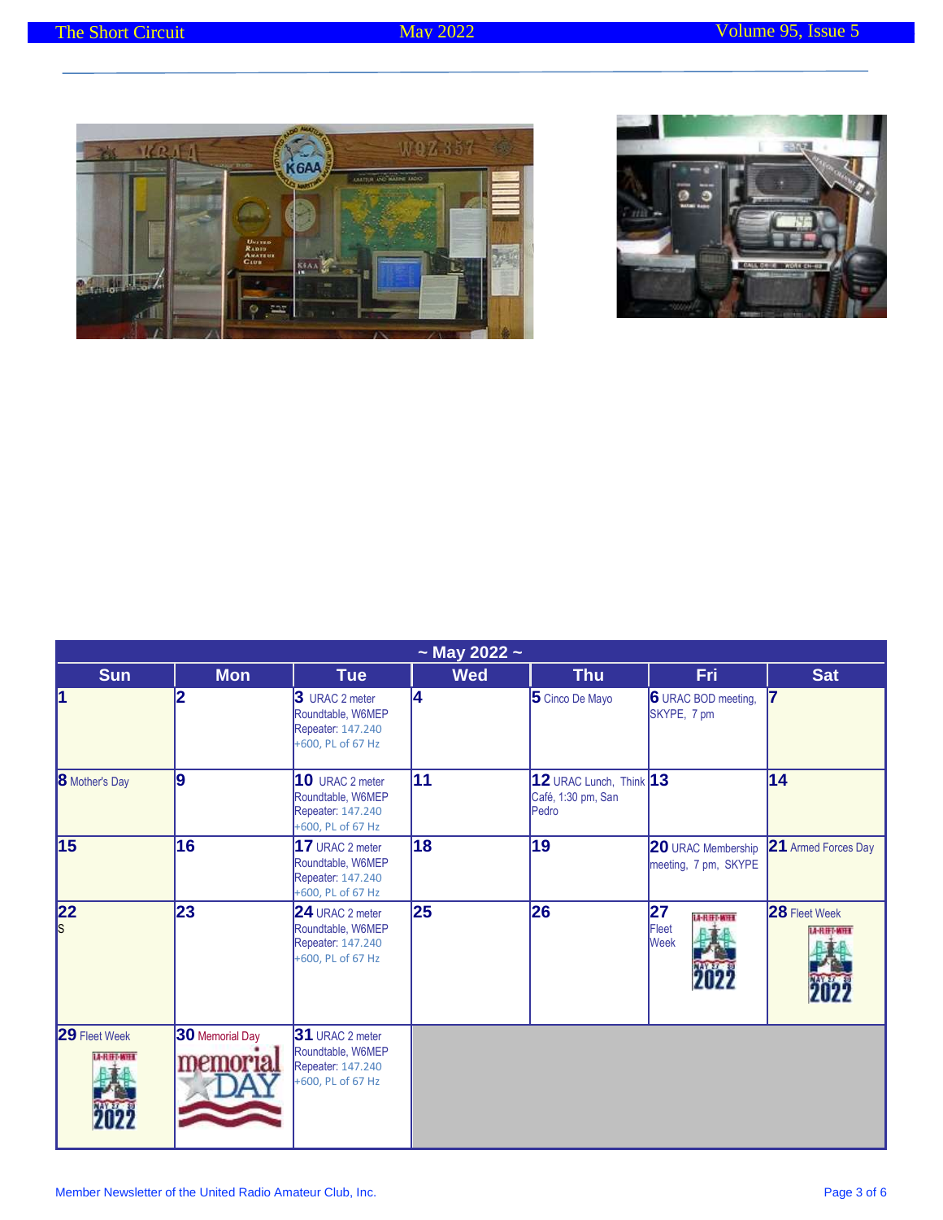| ~ May 2022 ~ | | | | | | |
|---|---|---|---|---|---|---|
| **Sun** | **Mon** | **Tue** | **Wed** | **Thu** | **Fri** | **Sat** |
| **1** | **2** | **3** URAC 2 meter Roundtable, W6MEP Repeater: 147.240 +600, PL of 67 Hz | **4** | **5** Cinco De Mayo | **6** URAC BOD meeting, SKYPE, 7 pm | **7** |
| **8** Mother's Day | **9** | **10** URAC 2 meter Roundtable, W6MEP Repeater: 147.240 +600, PL of 67 Hz | **11** | **12** URAC Lunch, Think Café, 1:30 pm, San Pedro | **13** | **14** |
| **15** | **16** | **17** URAC 2 meter Roundtable, W6MEP Repeater: 147.240 +600, PL of 67 Hz | **18** | **19** | **20** URAC Membership meeting, 7 pm, SKYPE | **21** Armed Forces Day |
| **22** S | **23** | **24** URAC 2 meter Roundtable, W6MEP Repeater: 147.240 +600, PL of 67 Hz | **25** | **26** | **27** Fleet Week | **28** Fleet Week |
| **29** Fleet Week | **30** Memorial Day | **31** URAC 2 meter Roundtable, W6MEP Repeater: 147.240 +600, PL of 67 Hz | | | | |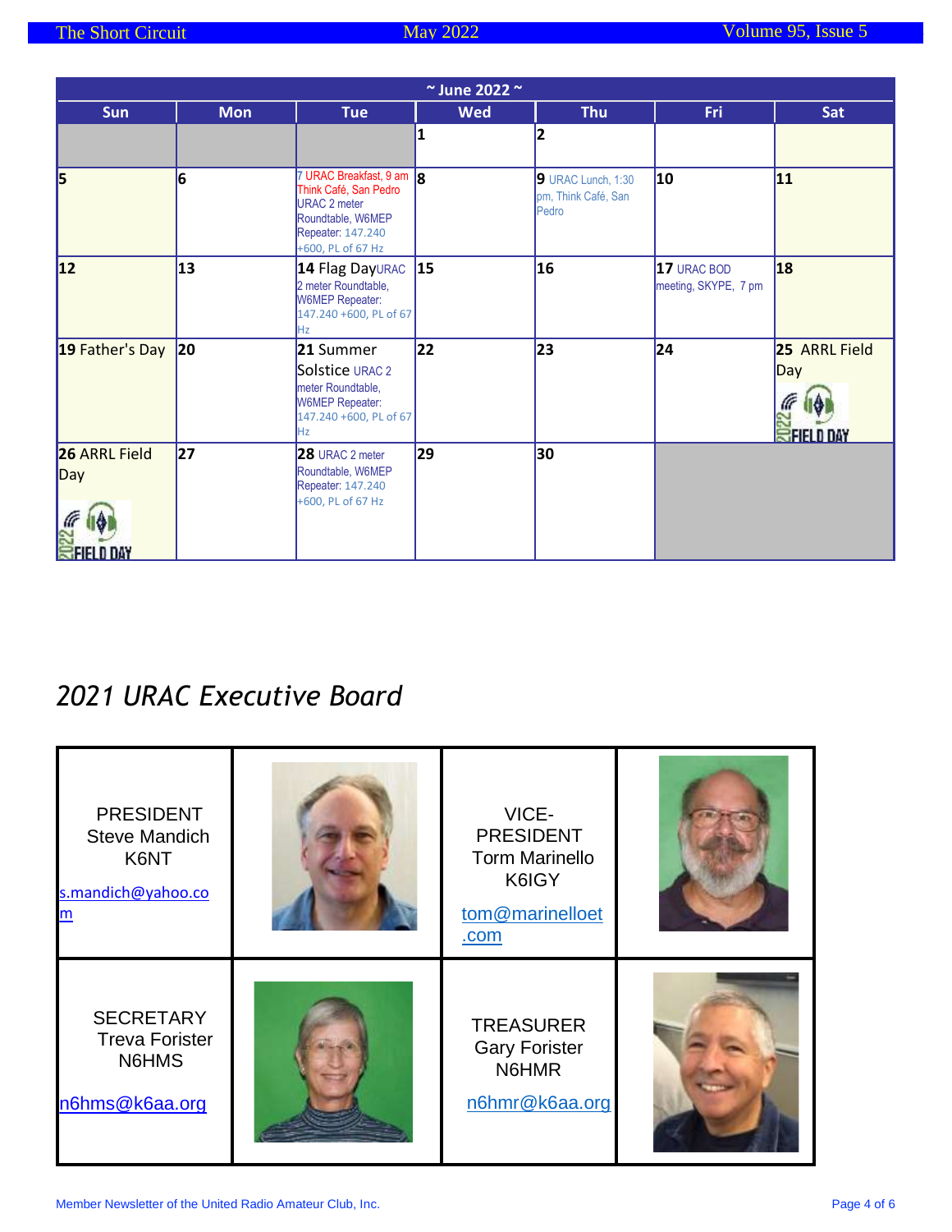| ~ June 2022 ~ | | | | | | |
|---|---|---|---|---|---|---|
| Sun | Mon | Tue | Wed | Thu | Fri | Sat |
| | | | 1 | 2 | | |
| 5 | 6 | 7 URAC Breakfast, 9 am Think Café, San Pedro URAC 2 meter Roundtable, W6MEP Repeater: 147.240 +600, PL of 67 Hz | 8 | 9 URAC Lunch, 1:30 pm, Think Café, San Pedro | 10 | 11 |
| 12 | 13 | 14 Flag Day URAC 2 meter Roundtable, W6MEP Repeater: 147.240 +600, PL of 67 Hz | 15 | 16 | 17 URAC BOD meeting, SKYPE, 7 pm | 18 |
| 19 Father's Day | 20 | 21 Summer Solstice URAC 2 meter Roundtable, W6MEP Repeater: 147.240 +600, PL of 67 Hz | 22 | 23 | 24 | 25 ARRL Field Day |
| 26 ARRL Field Day | 27 | 28 URAC 2 meter Roundtable, W6MEP Repeater: 147.240 +600, PL of 67 Hz | 29 | 30 | | |

## *2021 URAC Executive Board*

| | | | |
|---|---|---|---|
| PRESIDENT Steve Mandich K6NT s.mandich@yahoo.com | | VICE-PRESIDENT Torm Marinello K6IGY tom@marinelloet.com | |
| SECRETARY Treva Forister N6HMS n6hms@k6aa.org | | TREASURER Gary Forister N6HMR n6hmr@k6aa.org | |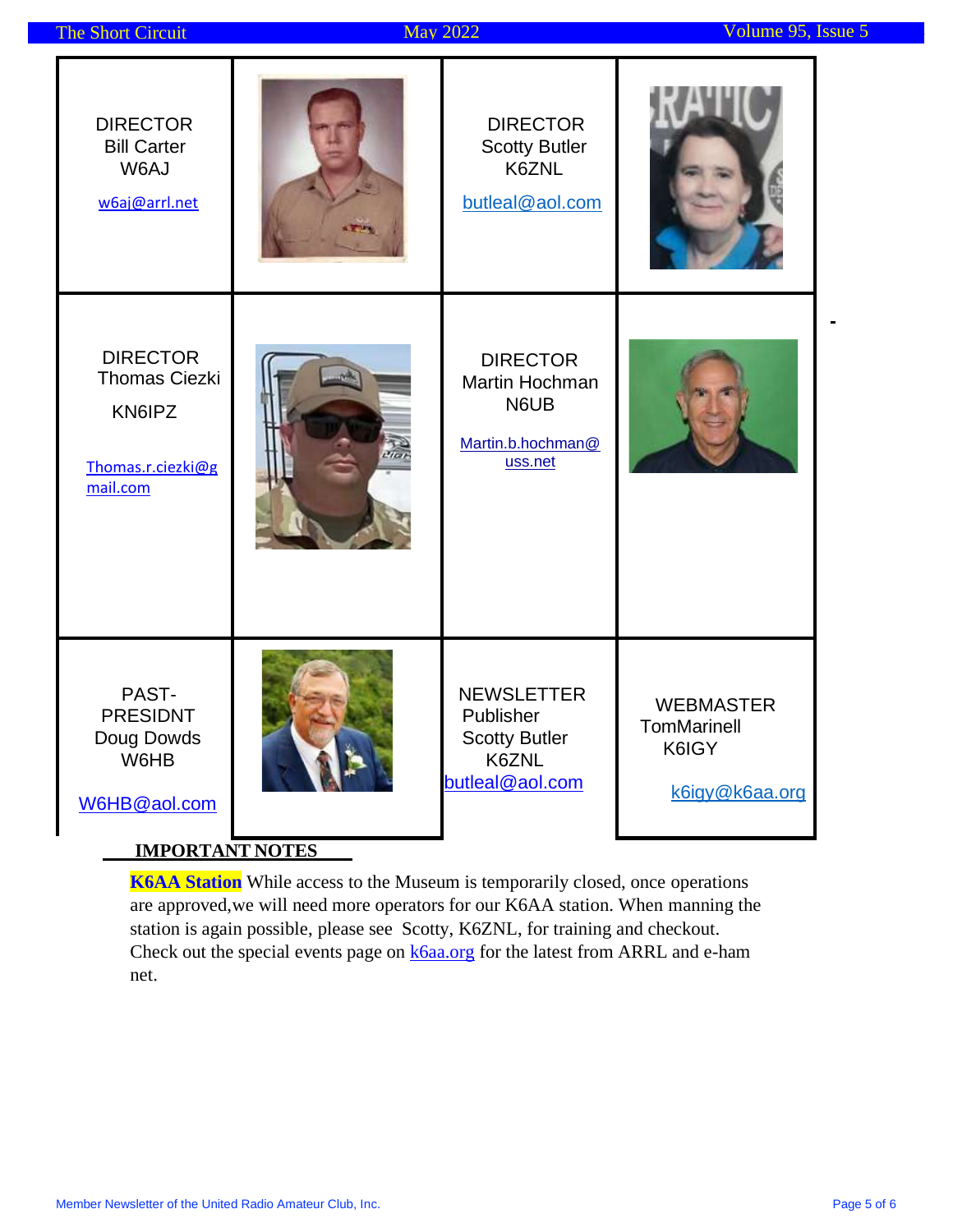| | | | |
|---|---|---|---|
| DIRECTOR<br>Bill Carter<br>W6AJ<br>w6aj@arrl.net | | DIRECTOR<br>Scotty Butler<br>K6ZNL<br>butleal@aol.com | |
| DIRECTOR<br>Thomas Ciezki<br>KN6IPZ<br>Thomas.r.ciezki@gmail.com | | DIRECTOR<br>Martin Hochman<br>N6UB<br>Martin.b.hochman@uss.net | |
| PAST-PRESIDNT<br>Doug Dowds<br>W6HB<br>W6HB@aol.com | | NEWSLETTER<br>Publisher<br>Scotty Butler<br>K6ZNL<br>butleal@aol.com | WEBMASTER<br>TomMarinell<br>K6IGY<br>k6igy@k6aa.org |

**IMPORTANT NOTES**

**K6AA Station** While access to the Museum is temporarily closed, once operations are approved,we will need more operators for our K6AA station. When manning the station is again possible, please see Scotty, K6ZNL, for training and checkout. Check out the special events page on k6aa.org for the latest from ARRL and e-ham net.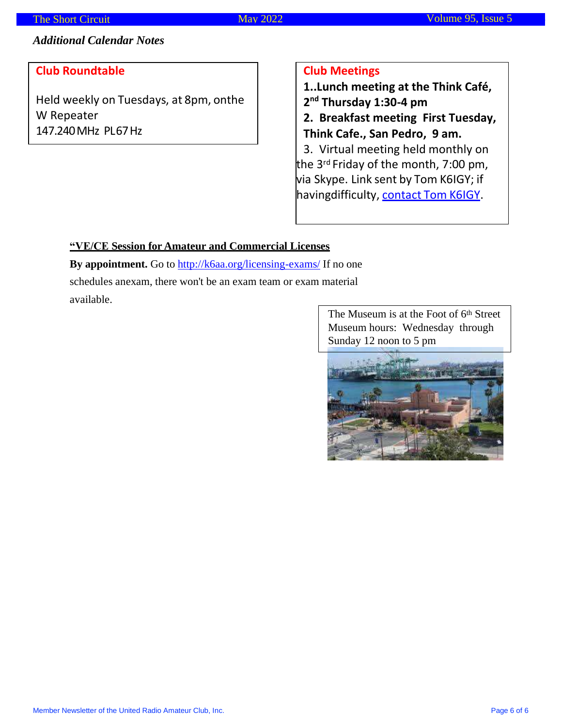***Additional Calendar Notes***

## Club Roundtable

Held weekly on Tuesdays, at 8pm, onthe W Repeater
147.240 MHz PL67 Hz

## Club Meetings

**1..Lunch meeting at the Think Café, 2nd Thursday 1:30-4 pm**

**2. Breakfast meeting First Tuesday, Think Cafe., San Pedro, 9 am.**

3. Virtual meeting held monthly on the 3rd Friday of the month, 7:00 pm, via Skype. Link sent by Tom K6IGY; if havingdifficulty, contact Tom K6IGY.

**"VE/CE Session for Amateur and Commercial Licenses**

**By appointment.** Go to http://k6aa.org/licensing-exams/ If no one schedules anexam, there won't be an exam team or exam material available.

The Museum is at the Foot of 6th Street
Museum hours: Wednesday through Sunday 12 noon to 5 pm